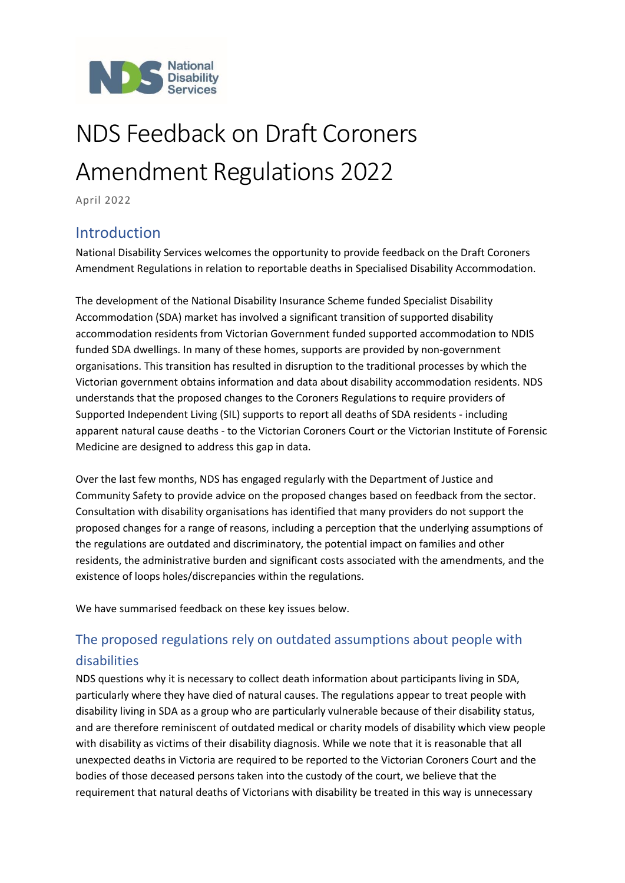# NDS Feedback on Draft Coroners Amendment Regulations 2022

April 2022

## Introduction

National Disability Services welcomes the opportunity to provide feedback on the Draft Coroners Amendment Regulations in relation to reportable deaths in Specialised Disability Accommodation.

The development of the National Disability Insurance Scheme funded Specialist Disability Accommodation (SDA) market has involved a significant transition of supported disability accommodation residents from Victorian Government funded supported accommodation to NDIS funded SDA dwellings. In many of these homes, supports are provided by non-government organisations. This transition has resulted in disruption to the traditional processes by which the Victorian government obtains information and data about disability accommodation residents. NDS understands that the proposed changes to the Coroners Regulations to require providers of Supported Independent Living (SIL) supports to report all deaths of SDA residents - including apparent natural cause deaths - to the Victorian Coroners Court or the Victorian Institute of Forensic Medicine are designed to address this gap in data.

Over the last few months, NDS has engaged regularly with the Department of Justice and Community Safety to provide advice on the proposed changes based on feedback from the sector. Consultation with disability organisations has identified that many providers do not support the proposed changes for a range of reasons, including a perception that the underlying assumptions of the regulations are outdated and discriminatory, the potential impact on families and other residents, the administrative burden and significant costs associated with the amendments, and the existence of loops holes/discrepancies within the regulations.

We have summarised feedback on these key issues below.

## The proposed regulations rely on outdated assumptions about people with disabilities

NDS questions why it is necessary to collect death information about participants living in SDA, particularly where they have died of natural causes. The regulations appear to treat people with disability living in SDA as a group who are particularly vulnerable because of their disability status, and are therefore reminiscent of outdated medical or charity models of disability which view people with disability as victims of their disability diagnosis. While we note that it is reasonable that all unexpected deaths in Victoria are required to be reported to the Victorian Coroners Court and the bodies of those deceased persons taken into the custody of the court, we believe that the requirement that natural deaths of Victorians with disability be treated in this way is unnecessary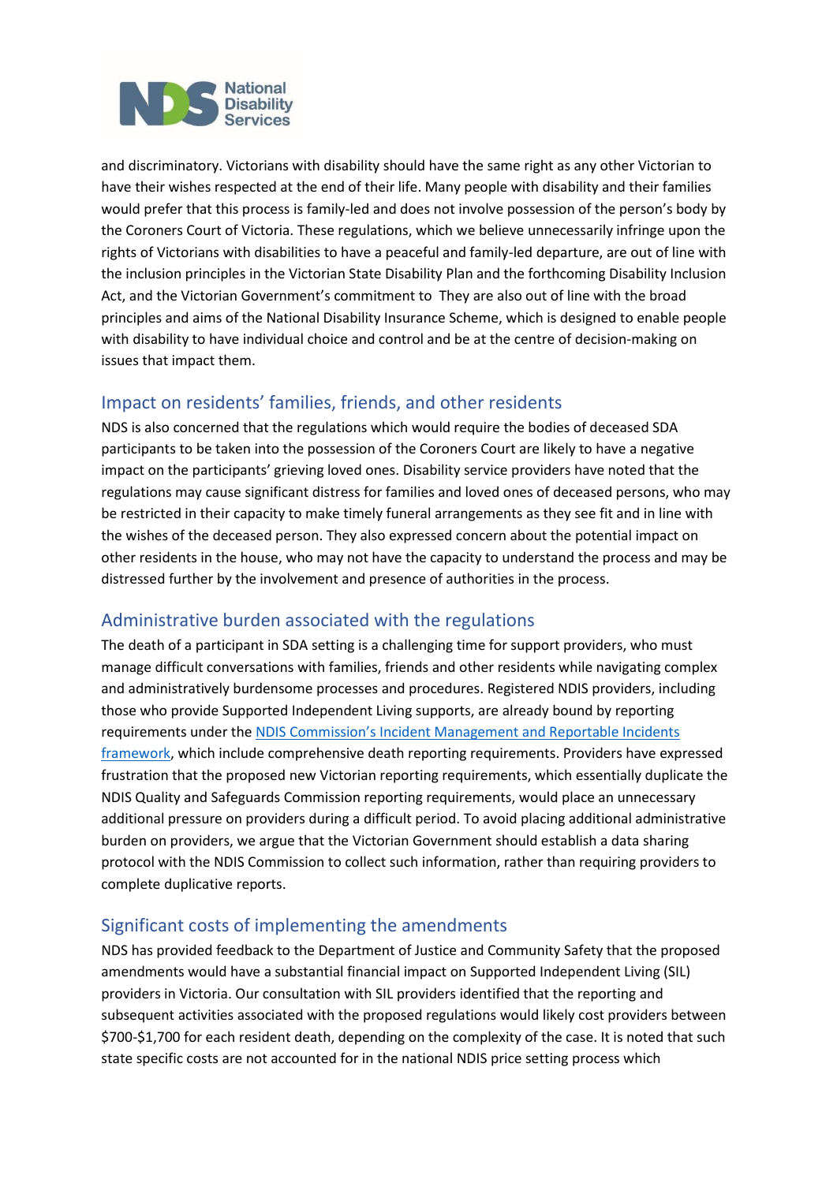and discriminatory. Victorians with disability should have the same right as any other Victorian to have their wishes respected at the end of their life. Many people with disability and their families would prefer that this process is family-led and does not involve possession of the person's body by the Coroners Court of Victoria. These regulations, which we believe unnecessarily infringe upon the rights of Victorians with disabilities to have a peaceful and family-led departure, are out of line with the inclusion principles in the Victorian State Disability Plan and the forthcoming Disability Inclusion Act, and the Victorian Government's commitment to They are also out of line with the broad principles and aims of the National Disability Insurance Scheme, which is designed to enable people with disability to have individual choice and control and be at the centre of decision-making on issues that impact them.

## Impact on residents' families, friends, and other residents

NDS is also concerned that the regulations which would require the bodies of deceased SDA participants to be taken into the possession of the Coroners Court are likely to have a negative impact on the participants' grieving loved ones. Disability service providers have noted that the regulations may cause significant distress for families and loved ones of deceased persons, who may be restricted in their capacity to make timely funeral arrangements as they see fit and in line with the wishes of the deceased person. They also expressed concern about the potential impact on other residents in the house, who may not have the capacity to understand the process and may be distressed further by the involvement and presence of authorities in the process.

## Administrative burden associated with the regulations

The death of a participant in SDA setting is a challenging time for support providers, who must manage difficult conversations with families, friends and other residents while navigating complex and administratively burdensome processes and procedures. Registered NDIS providers, including those who provide Supported Independent Living supports, are already bound by reporting requirements under the NDIS Commission's Incident Management and Reportable Incidents framework, which include comprehensive death reporting requirements. Providers have expressed frustration that the proposed new Victorian reporting requirements, which essentially duplicate the NDIS Quality and Safeguards Commission reporting requirements, would place an unnecessary additional pressure on providers during a difficult period. To avoid placing additional administrative burden on providers, we argue that the Victorian Government should establish a data sharing protocol with the NDIS Commission to collect such information, rather than requiring providers to complete duplicative reports.

## Significant costs of implementing the amendments

NDS has provided feedback to the Department of Justice and Community Safety that the proposed amendments would have a substantial financial impact on Supported Independent Living (SIL) providers in Victoria. Our consultation with SIL providers identified that the reporting and subsequent activities associated with the proposed regulations would likely cost providers between $700-$1,700 for each resident death, depending on the complexity of the case. It is noted that such state specific costs are not accounted for in the national NDIS price setting process which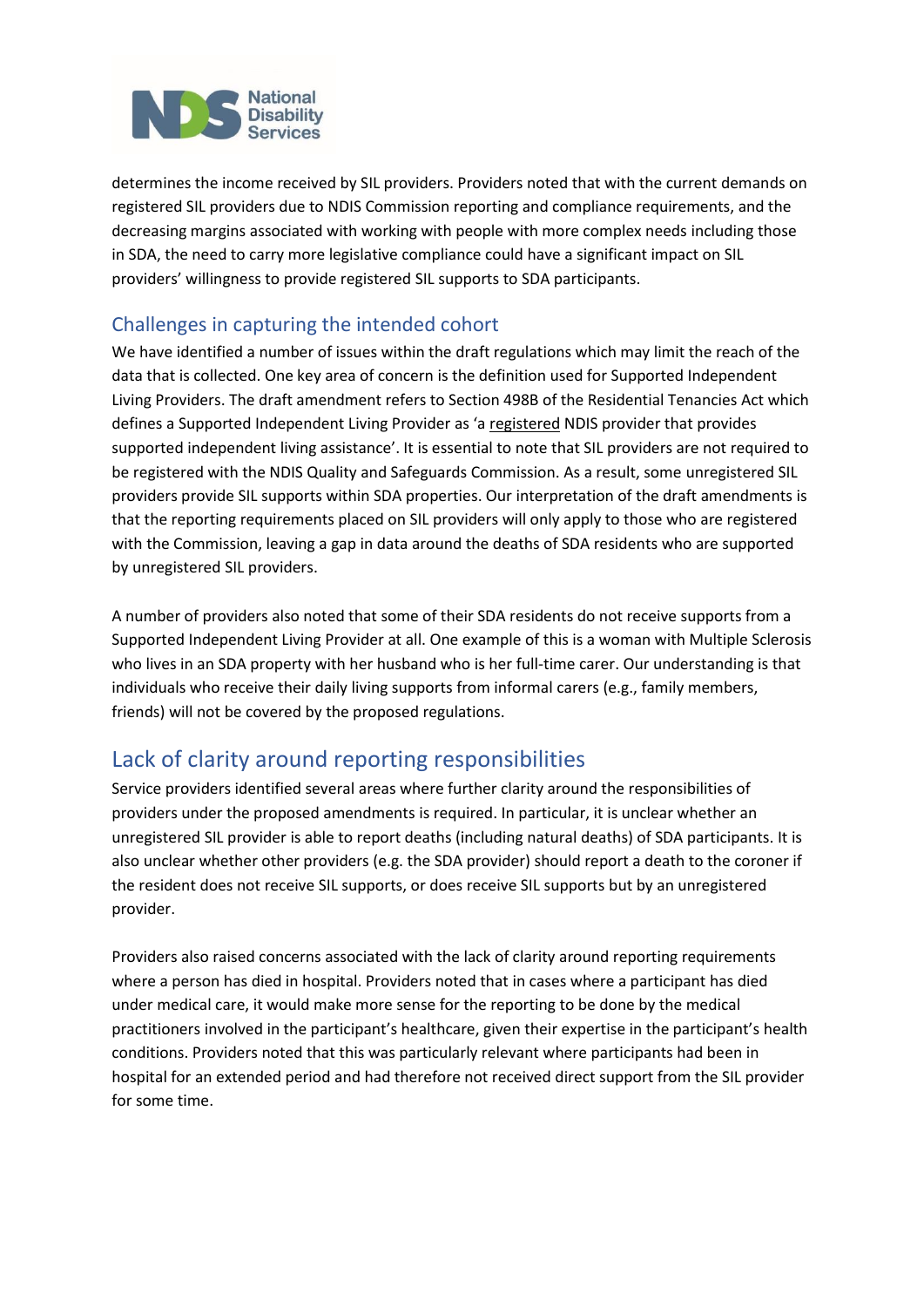determines the income received by SIL providers. Providers noted that with the current demands on registered SIL providers due to NDIS Commission reporting and compliance requirements, and the decreasing margins associated with working with people with more complex needs including those in SDA, the need to carry more legislative compliance could have a significant impact on SIL providers' willingness to provide registered SIL supports to SDA participants.

### Challenges in capturing the intended cohort

We have identified a number of issues within the draft regulations which may limit the reach of the data that is collected. One key area of concern is the definition used for Supported Independent Living Providers. The draft amendment refers to Section 498B of the Residential Tenancies Act which defines a Supported Independent Living Provider as 'a registered NDIS provider that provides supported independent living assistance'. It is essential to note that SIL providers are not required to be registered with the NDIS Quality and Safeguards Commission. As a result, some unregistered SIL providers provide SIL supports within SDA properties. Our interpretation of the draft amendments is that the reporting requirements placed on SIL providers will only apply to those who are registered with the Commission, leaving a gap in data around the deaths of SDA residents who are supported by unregistered SIL providers.

A number of providers also noted that some of their SDA residents do not receive supports from a Supported Independent Living Provider at all. One example of this is a woman with Multiple Sclerosis who lives in an SDA property with her husband who is her full-time carer. Our understanding is that individuals who receive their daily living supports from informal carers (e.g., family members, friends) will not be covered by the proposed regulations.

## Lack of clarity around reporting responsibilities

Service providers identified several areas where further clarity around the responsibilities of providers under the proposed amendments is required. In particular, it is unclear whether an unregistered SIL provider is able to report deaths (including natural deaths) of SDA participants. It is also unclear whether other providers (e.g. the SDA provider) should report a death to the coroner if the resident does not receive SIL supports, or does receive SIL supports but by an unregistered provider.

Providers also raised concerns associated with the lack of clarity around reporting requirements where a person has died in hospital. Providers noted that in cases where a participant has died under medical care, it would make more sense for the reporting to be done by the medical practitioners involved in the participant's healthcare, given their expertise in the participant's health conditions. Providers noted that this was particularly relevant where participants had been in hospital for an extended period and had therefore not received direct support from the SIL provider for some time.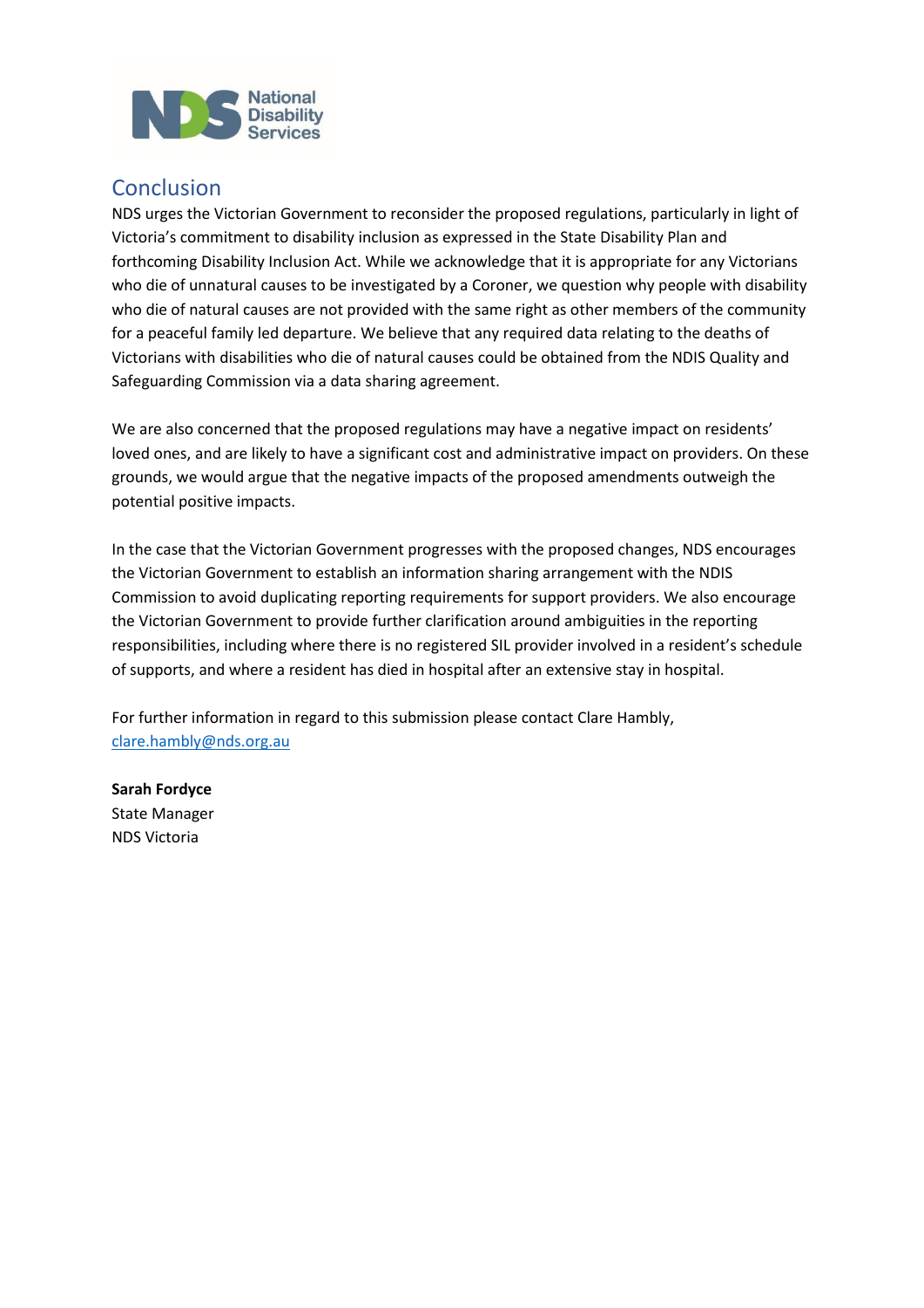## Conclusion

NDS urges the Victorian Government to reconsider the proposed regulations, particularly in light of Victoria's commitment to disability inclusion as expressed in the State Disability Plan and forthcoming Disability Inclusion Act. While we acknowledge that it is appropriate for any Victorians who die of unnatural causes to be investigated by a Coroner, we question why people with disability who die of natural causes are not provided with the same right as other members of the community for a peaceful family led departure. We believe that any required data relating to the deaths of Victorians with disabilities who die of natural causes could be obtained from the NDIS Quality and Safeguarding Commission via a data sharing agreement.

We are also concerned that the proposed regulations may have a negative impact on residents' loved ones, and are likely to have a significant cost and administrative impact on providers. On these grounds, we would argue that the negative impacts of the proposed amendments outweigh the potential positive impacts.

In the case that the Victorian Government progresses with the proposed changes, NDS encourages the Victorian Government to establish an information sharing arrangement with the NDIS Commission to avoid duplicating reporting requirements for support providers. We also encourage the Victorian Government to provide further clarification around ambiguities in the reporting responsibilities, including where there is no registered SIL provider involved in a resident's schedule of supports, and where a resident has died in hospital after an extensive stay in hospital.

For further information in regard to this submission please contact Clare Hambly, [clare.hambly@nds.org.au](mailto:clare.hambly@nds.org.au)

**Sarah Fordyce**
State Manager
NDS Victoria